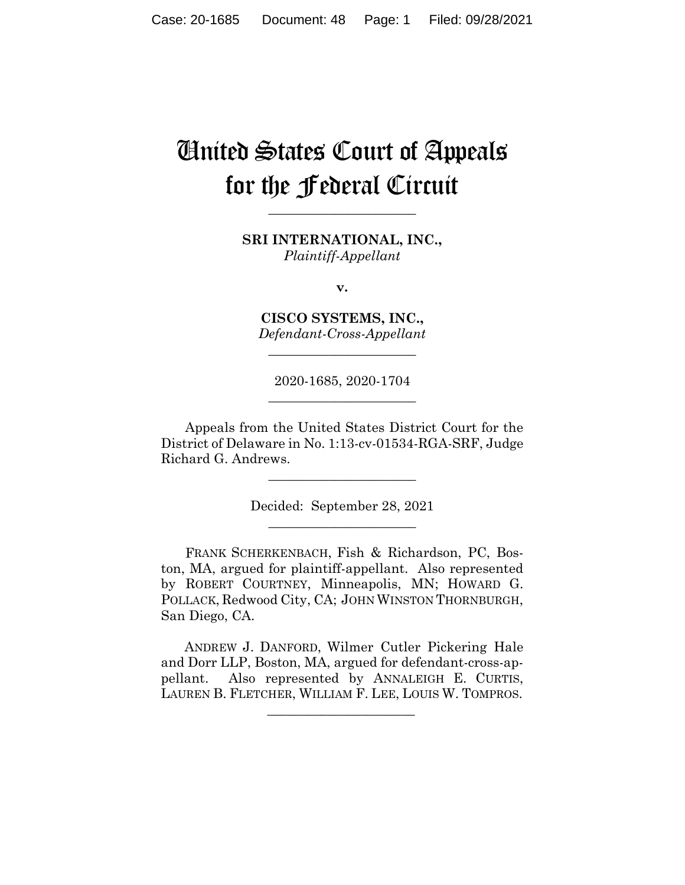# United States Court of Appeals for the Federal Circuit

---

**SRI INTERNATIONAL, INC.,**
*Plaintiff-Appellant*

**v.**

**CISCO SYSTEMS, INC.,**
*Defendant-Cross-Appellant*

---

2020-1685, 2020-1704

---

Appeals from the United States District Court for the District of Delaware in No. 1:13-cv-01534-RGA-SRF, Judge Richard G. Andrews.

---

Decided: September 28, 2021

---

FRANK SCHERKENBACH, Fish & Richardson, PC, Boston, MA, argued for plaintiff-appellant. Also represented by ROBERT COURTNEY, Minneapolis, MN; HOWARD G. POLLACK, Redwood City, CA; JOHN WINSTON THORNBURGH, San Diego, CA.

ANDREW J. DANFORD, Wilmer Cutler Pickering Hale and Dorr LLP, Boston, MA, argued for defendant-cross-appellant. Also represented by ANNALEIGH E. CURTIS, LAUREN B. FLETCHER, WILLIAM F. LEE, LOUIS W. TOMPROS.

---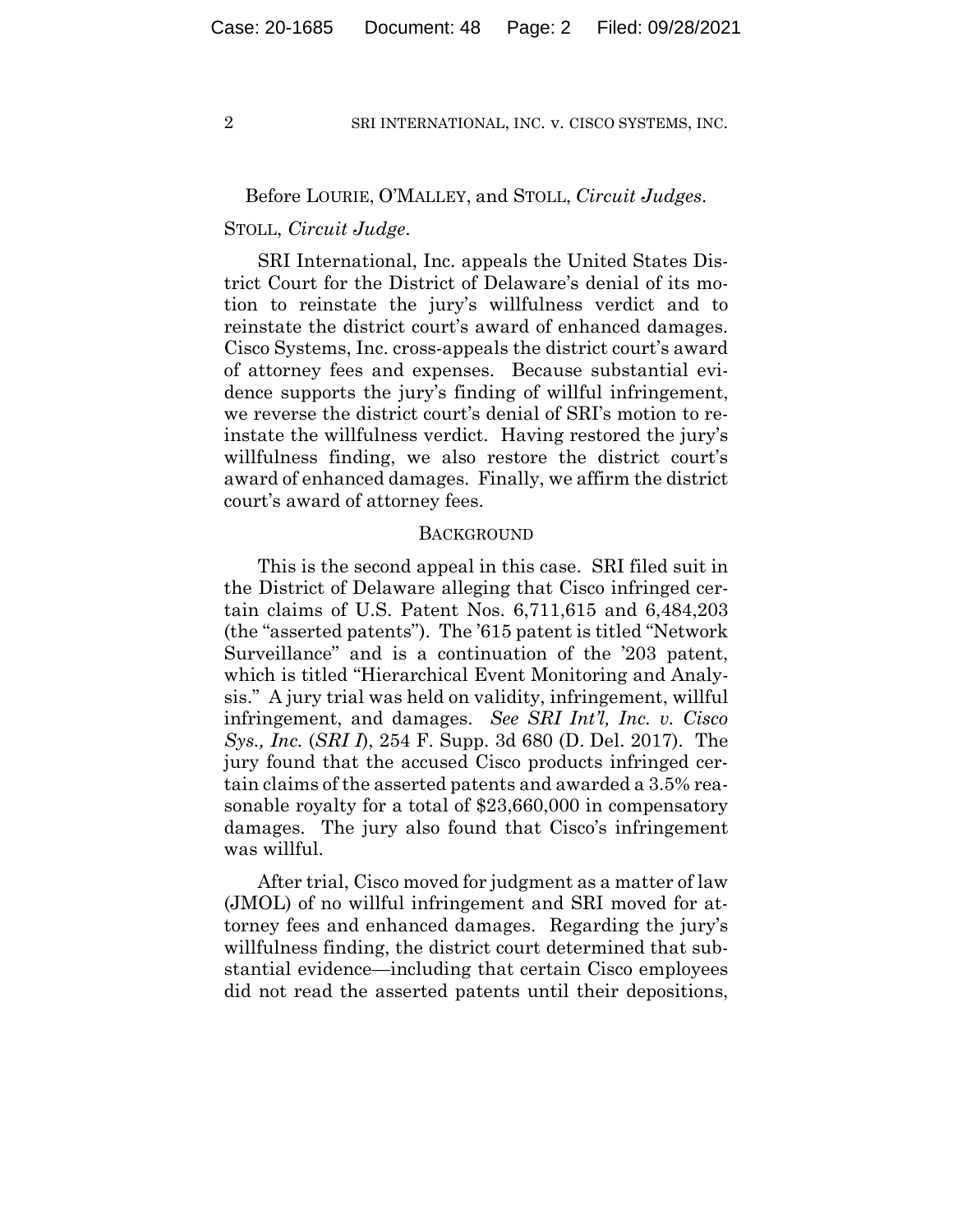Before LOURIE, O'MALLEY, and STOLL, *Circuit Judges*.

STOLL, *Circuit Judge*.

SRI International, Inc. appeals the United States District Court for the District of Delaware's denial of its motion to reinstate the jury's willfulness verdict and to reinstate the district court's award of enhanced damages. Cisco Systems, Inc. cross-appeals the district court's award of attorney fees and expenses. Because substantial evidence supports the jury's finding of willful infringement, we reverse the district court's denial of SRI's motion to reinstate the willfulness verdict. Having restored the jury's willfulness finding, we also restore the district court's award of enhanced damages. Finally, we affirm the district court's award of attorney fees.

## BACKGROUND

This is the second appeal in this case. SRI filed suit in the District of Delaware alleging that Cisco infringed certain claims of U.S. Patent Nos. 6,711,615 and 6,484,203 (the "asserted patents"). The '615 patent is titled "Network Surveillance" and is a continuation of the '203 patent, which is titled "Hierarchical Event Monitoring and Analysis." A jury trial was held on validity, infringement, willful infringement, and damages. *See SRI Int'l, Inc. v. Cisco Sys., Inc.* (*SRI I*), 254 F. Supp. 3d 680 (D. Del. 2017). The jury found that the accused Cisco products infringed certain claims of the asserted patents and awarded a 3.5% reasonable royalty for a total of $23,660,000 in compensatory damages. The jury also found that Cisco's infringement was willful.

After trial, Cisco moved for judgment as a matter of law (JMOL) of no willful infringement and SRI moved for attorney fees and enhanced damages. Regarding the jury's willfulness finding, the district court determined that substantial evidence—including that certain Cisco employees did not read the asserted patents until their depositions,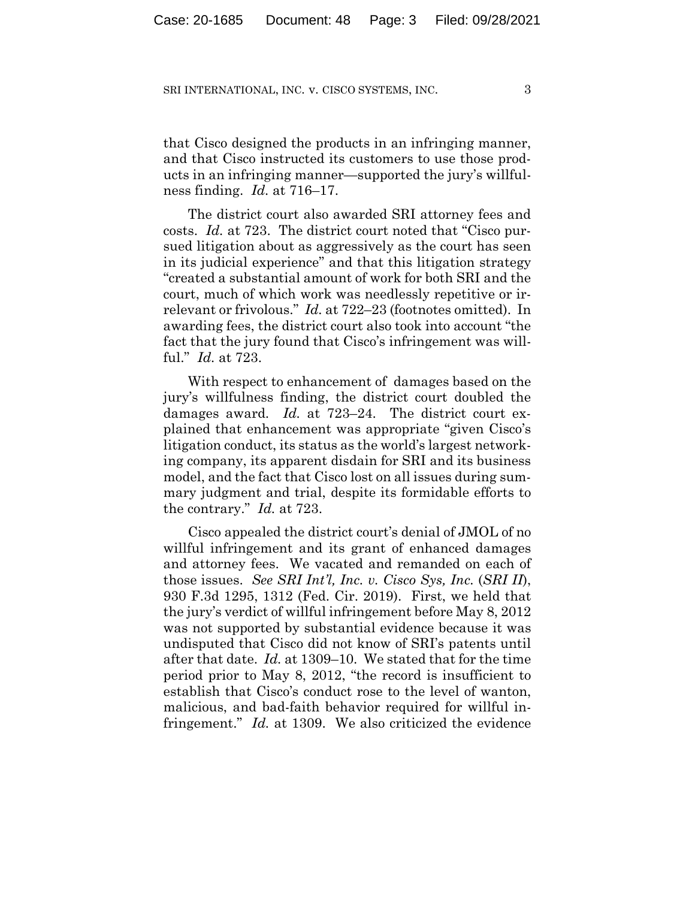that Cisco designed the products in an infringing manner, and that Cisco instructed its customers to use those products in an infringing manner—supported the jury's willfulness finding. *Id.* at 716–17.

The district court also awarded SRI attorney fees and costs. *Id.* at 723. The district court noted that "Cisco pursued litigation about as aggressively as the court has seen in its judicial experience" and that this litigation strategy "created a substantial amount of work for both SRI and the court, much of which work was needlessly repetitive or irrelevant or frivolous." *Id.* at 722–23 (footnotes omitted). In awarding fees, the district court also took into account "the fact that the jury found that Cisco's infringement was willful." *Id.* at 723.

With respect to enhancement of damages based on the jury's willfulness finding, the district court doubled the damages award. *Id.* at 723–24. The district court explained that enhancement was appropriate "given Cisco's litigation conduct, its status as the world's largest networking company, its apparent disdain for SRI and its business model, and the fact that Cisco lost on all issues during summary judgment and trial, despite its formidable efforts to the contrary." *Id.* at 723.

Cisco appealed the district court's denial of JMOL of no willful infringement and its grant of enhanced damages and attorney fees. We vacated and remanded on each of those issues. *See SRI Int'l, Inc. v. Cisco Sys, Inc.* (*SRI II*), 930 F.3d 1295, 1312 (Fed. Cir. 2019). First, we held that the jury's verdict of willful infringement before May 8, 2012 was not supported by substantial evidence because it was undisputed that Cisco did not know of SRI's patents until after that date. *Id.* at 1309–10. We stated that for the time period prior to May 8, 2012, "the record is insufficient to establish that Cisco's conduct rose to the level of wanton, malicious, and bad-faith behavior required for willful infringement." *Id.* at 1309. We also criticized the evidence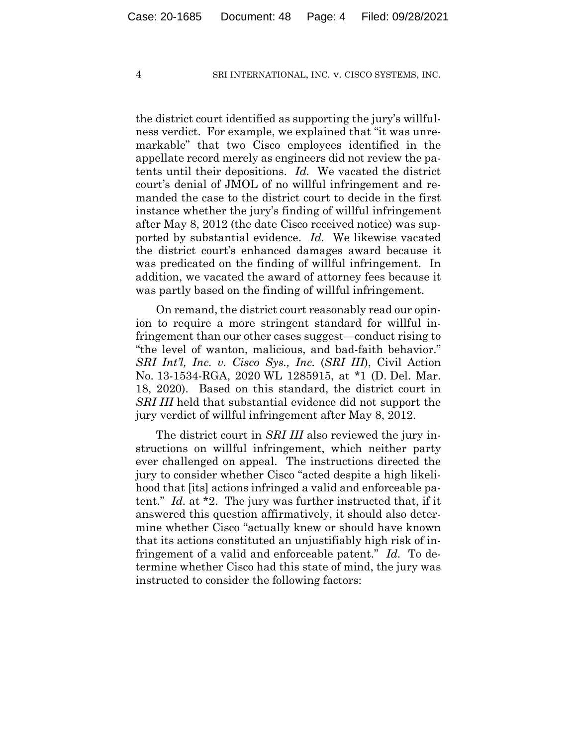the district court identified as supporting the jury's willfulness verdict. For example, we explained that "it was unremarkable" that two Cisco employees identified in the appellate record merely as engineers did not review the patents until their depositions. *Id.* We vacated the district court's denial of JMOL of no willful infringement and remanded the case to the district court to decide in the first instance whether the jury's finding of willful infringement after May 8, 2012 (the date Cisco received notice) was supported by substantial evidence. *Id.* We likewise vacated the district court's enhanced damages award because it was predicated on the finding of willful infringement. In addition, we vacated the award of attorney fees because it was partly based on the finding of willful infringement.

On remand, the district court reasonably read our opinion to require a more stringent standard for willful infringement than our other cases suggest—conduct rising to "the level of wanton, malicious, and bad-faith behavior." *SRI Int'l, Inc. v. Cisco Sys., Inc.* (*SRI III*), Civil Action No. 13-1534-RGA, 2020 WL 1285915, at *1 (D. Del. Mar. 18, 2020). Based on this standard, the district court in *SRI III* held that substantial evidence did not support the jury verdict of willful infringement after May 8, 2012.

The district court in *SRI III* also reviewed the jury instructions on willful infringement, which neither party ever challenged on appeal. The instructions directed the jury to consider whether Cisco "acted despite a high likelihood that [its] actions infringed a valid and enforceable patent." *Id.* at *2. The jury was further instructed that, if it answered this question affirmatively, it should also determine whether Cisco "actually knew or should have known that its actions constituted an unjustifiably high risk of infringement of a valid and enforceable patent." *Id.* To determine whether Cisco had this state of mind, the jury was instructed to consider the following factors: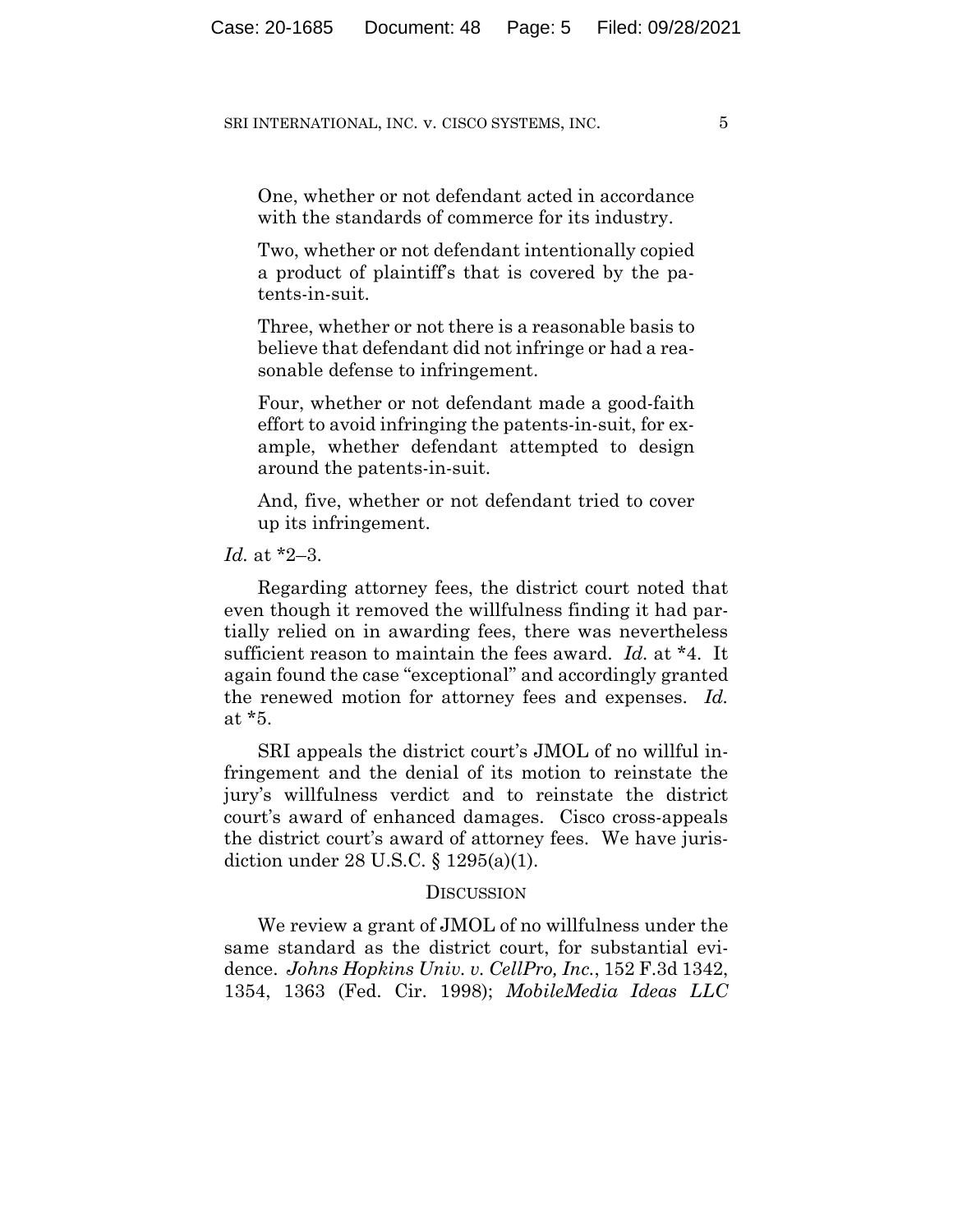> One, whether or not defendant acted in accordance with the standards of commerce for its industry.
>
> Two, whether or not defendant intentionally copied a product of plaintiff's that is covered by the patents-in-suit.
>
> Three, whether or not there is a reasonable basis to believe that defendant did not infringe or had a reasonable defense to infringement.
>
> Four, whether or not defendant made a good-faith effort to avoid infringing the patents-in-suit, for example, whether defendant attempted to design around the patents-in-suit.
>
> And, five, whether or not defendant tried to cover up its infringement.

*Id.* at *2–3.

Regarding attorney fees, the district court noted that even though it removed the willfulness finding it had partially relied on in awarding fees, there was nevertheless sufficient reason to maintain the fees award. *Id.* at *4. It again found the case "exceptional" and accordingly granted the renewed motion for attorney fees and expenses. *Id.* at *5.

SRI appeals the district court's JMOL of no willful infringement and the denial of its motion to reinstate the jury's willfulness verdict and to reinstate the district court's award of enhanced damages. Cisco cross-appeals the district court's award of attorney fees. We have jurisdiction under 28 U.S.C. § 1295(a)(1).

## DISCUSSION

We review a grant of JMOL of no willfulness under the same standard as the district court, for substantial evidence. *Johns Hopkins Univ. v. CellPro, Inc.*, 152 F.3d 1342, 1354, 1363 (Fed. Cir. 1998); *MobileMedia Ideas LLC*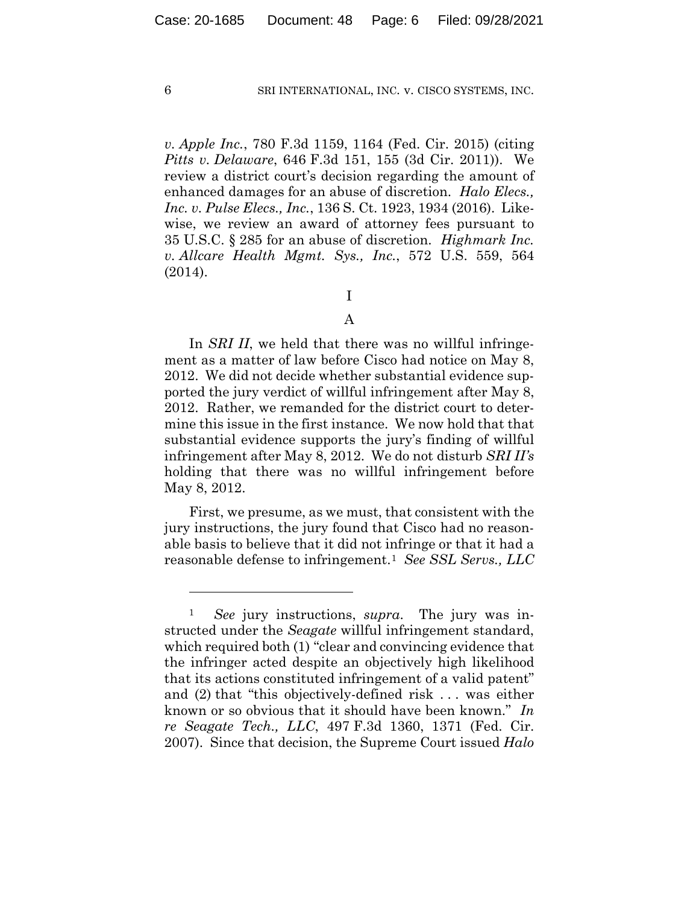*v. Apple Inc.*, 780 F.3d 1159, 1164 (Fed. Cir. 2015) (citing *Pitts v. Delaware*, 646 F.3d 151, 155 (3d Cir. 2011)). We review a district court's decision regarding the amount of enhanced damages for an abuse of discretion. *Halo Elecs., Inc. v. Pulse Elecs., Inc.*, 136 S. Ct. 1923, 1934 (2016). Likewise, we review an award of attorney fees pursuant to 35 U.S.C. § 285 for an abuse of discretion. *Highmark Inc. v. Allcare Health Mgmt. Sys., Inc.*, 572 U.S. 559, 564 (2014).

# I

## A

In *SRI II*, we held that there was no willful infringement as a matter of law before Cisco had notice on May 8, 2012. We did not decide whether substantial evidence supported the jury verdict of willful infringement after May 8, 2012. Rather, we remanded for the district court to determine this issue in the first instance. We now hold that that substantial evidence supports the jury's finding of willful infringement after May 8, 2012. We do not disturb *SRI II's* holding that there was no willful infringement before May 8, 2012.

First, we presume, as we must, that consistent with the jury instructions, the jury found that Cisco had no reasonable basis to believe that it did not infringe or that it had a reasonable defense to infringement.[1] *See SSL Servs., LLC*

---

[1] *See* jury instructions, *supra*. The jury was instructed under the *Seagate* willful infringement standard, which required both (1) "clear and convincing evidence that the infringer acted despite an objectively high likelihood that its actions constituted infringement of a valid patent" and (2) that "this objectively-defined risk . . . was either known or so obvious that it should have been known." *In re Seagate Tech., LLC*, 497 F.3d 1360, 1371 (Fed. Cir. 2007). Since that decision, the Supreme Court issued *Halo*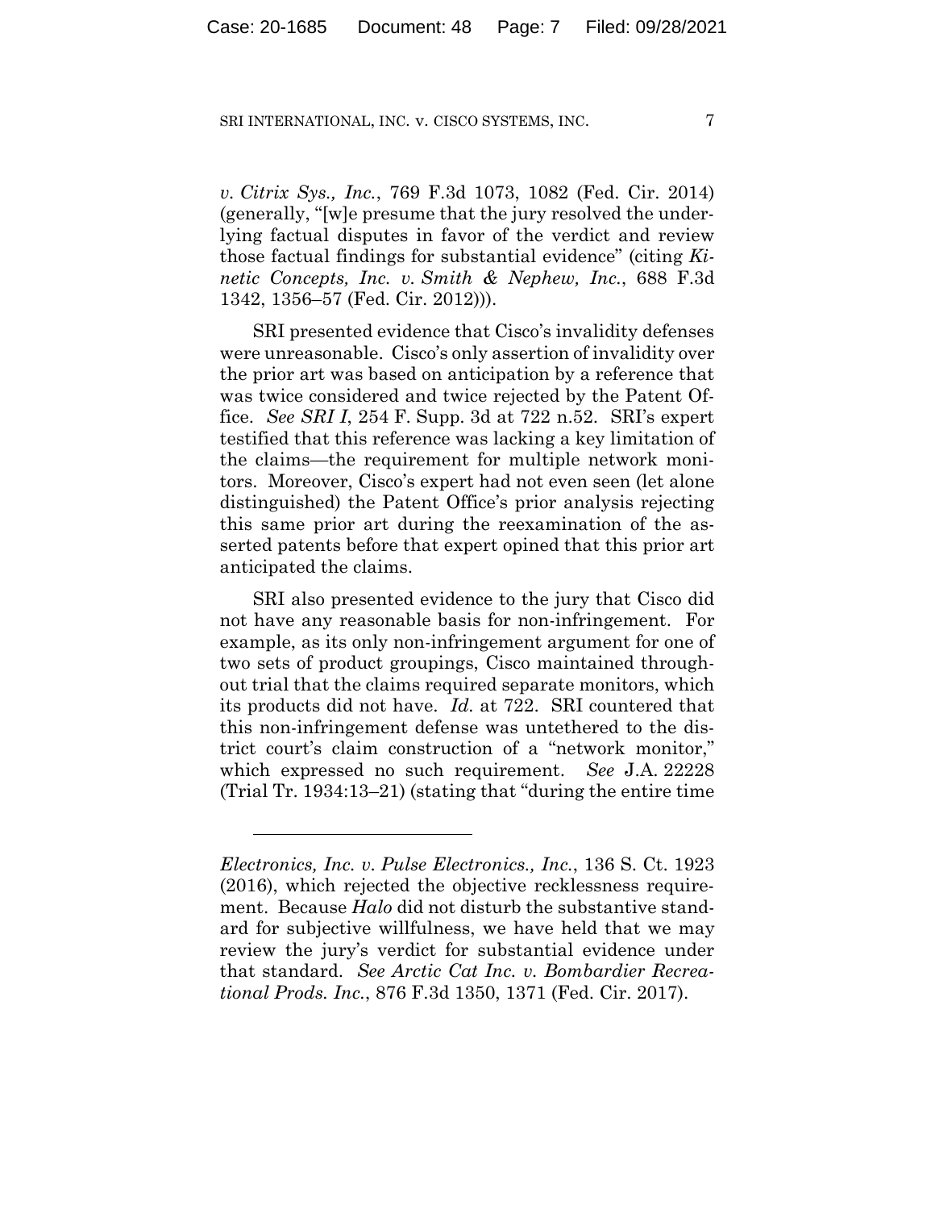*v. Citrix Sys., Inc.*, 769 F.3d 1073, 1082 (Fed. Cir. 2014) (generally, "[w]e presume that the jury resolved the underlying factual disputes in favor of the verdict and review those factual findings for substantial evidence" (citing *Kinetic Concepts, Inc. v. Smith & Nephew, Inc.*, 688 F.3d 1342, 1356–57 (Fed. Cir. 2012))).

SRI presented evidence that Cisco's invalidity defenses were unreasonable. Cisco's only assertion of invalidity over the prior art was based on anticipation by a reference that was twice considered and twice rejected by the Patent Office. *See SRI I*, 254 F. Supp. 3d at 722 n.52. SRI's expert testified that this reference was lacking a key limitation of the claims—the requirement for multiple network monitors. Moreover, Cisco's expert had not even seen (let alone distinguished) the Patent Office's prior analysis rejecting this same prior art during the reexamination of the asserted patents before that expert opined that this prior art anticipated the claims.

SRI also presented evidence to the jury that Cisco did not have any reasonable basis for non-infringement. For example, as its only non-infringement argument for one of two sets of product groupings, Cisco maintained throughout trial that the claims required separate monitors, which its products did not have. *Id.* at 722. SRI countered that this non-infringement defense was untethered to the district court's claim construction of a "network monitor," which expressed no such requirement. *See* J.A. 22228 (Trial Tr. 1934:13–21) (stating that "during the entire time

---

*Electronics, Inc. v. Pulse Electronics., Inc.*, 136 S. Ct. 1923 (2016), which rejected the objective recklessness requirement. Because *Halo* did not disturb the substantive standard for subjective willfulness, we have held that we may review the jury's verdict for substantial evidence under that standard. *See Arctic Cat Inc. v. Bombardier Recreational Prods. Inc.*, 876 F.3d 1350, 1371 (Fed. Cir. 2017).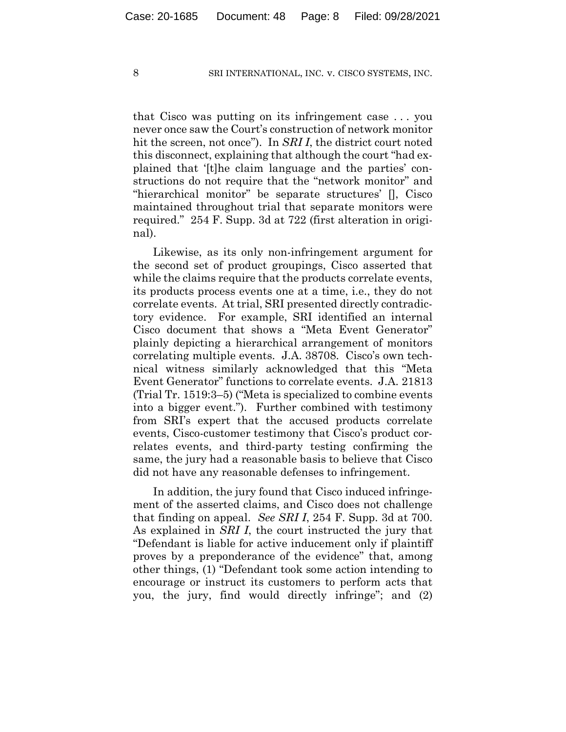that Cisco was putting on its infringement case . . . you never once saw the Court's construction of network monitor hit the screen, not once"). In *SRI I*, the district court noted this disconnect, explaining that although the court "had explained that '[t]he claim language and the parties' constructions do not require that the "network monitor" and "hierarchical monitor" be separate structures' [], Cisco maintained throughout trial that separate monitors were required." 254 F. Supp. 3d at 722 (first alteration in original).

Likewise, as its only non-infringement argument for the second set of product groupings, Cisco asserted that while the claims require that the products correlate events, its products process events one at a time, i.e., they do not correlate events. At trial, SRI presented directly contradictory evidence. For example, SRI identified an internal Cisco document that shows a "Meta Event Generator" plainly depicting a hierarchical arrangement of monitors correlating multiple events. J.A. 38708. Cisco's own technical witness similarly acknowledged that this "Meta Event Generator" functions to correlate events. J.A. 21813 (Trial Tr. 1519:3–5) ("Meta is specialized to combine events into a bigger event."). Further combined with testimony from SRI's expert that the accused products correlate events, Cisco-customer testimony that Cisco's product correlates events, and third-party testing confirming the same, the jury had a reasonable basis to believe that Cisco did not have any reasonable defenses to infringement.

In addition, the jury found that Cisco induced infringement of the asserted claims, and Cisco does not challenge that finding on appeal. *See SRI I*, 254 F. Supp. 3d at 700. As explained in *SRI I*, the court instructed the jury that "Defendant is liable for active inducement only if plaintiff proves by a preponderance of the evidence" that, among other things, (1) "Defendant took some action intending to encourage or instruct its customers to perform acts that you, the jury, find would directly infringe"; and (2)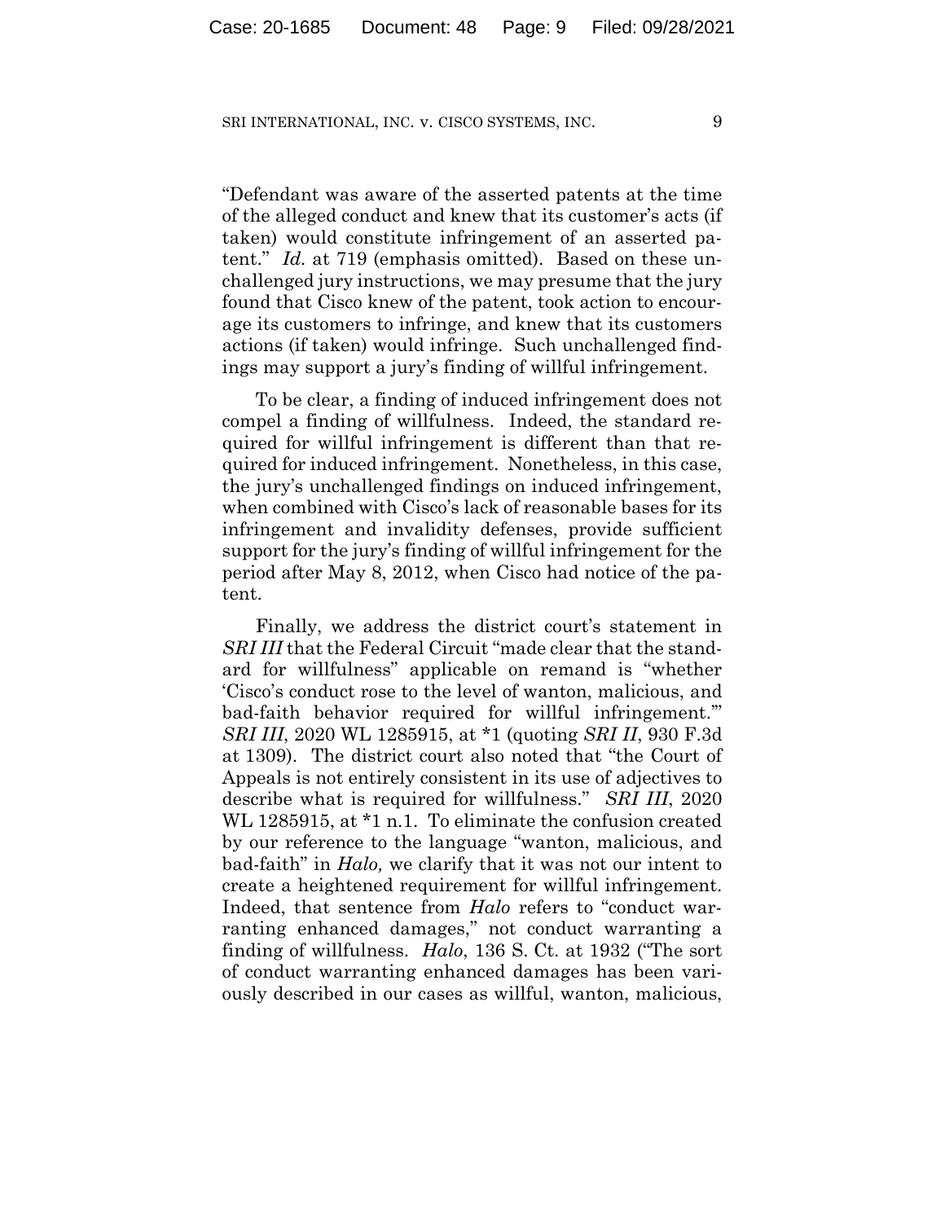"Defendant was aware of the asserted patents at the time of the alleged conduct and knew that its customer's acts (if taken) would constitute infringement of an asserted patent." *Id.* at 719 (emphasis omitted). Based on these unchallenged jury instructions, we may presume that the jury found that Cisco knew of the patent, took action to encourage its customers to infringe, and knew that its customers actions (if taken) would infringe. Such unchallenged findings may support a jury's finding of willful infringement.

To be clear, a finding of induced infringement does not compel a finding of willfulness. Indeed, the standard required for willful infringement is different than that required for induced infringement. Nonetheless, in this case, the jury's unchallenged findings on induced infringement, when combined with Cisco's lack of reasonable bases for its infringement and invalidity defenses, provide sufficient support for the jury's finding of willful infringement for the period after May 8, 2012, when Cisco had notice of the patent.

Finally, we address the district court's statement in *SRI III* that the Federal Circuit "made clear that the standard for willfulness" applicable on remand is "whether 'Cisco's conduct rose to the level of wanton, malicious, and bad-faith behavior required for willful infringement.'" *SRI III*, 2020 WL 1285915, at *1 (quoting *SRI II*, 930 F.3d at 1309). The district court also noted that "the Court of Appeals is not entirely consistent in its use of adjectives to describe what is required for willfulness." *SRI III*, 2020 WL 1285915, at *1 n.1. To eliminate the confusion created by our reference to the language "wanton, malicious, and bad-faith" in *Halo,* we clarify that it was not our intent to create a heightened requirement for willful infringement. Indeed, that sentence from *Halo* refers to "conduct warranting enhanced damages," not conduct warranting a finding of willfulness. *Halo*, 136 S. Ct. at 1932 ("The sort of conduct warranting enhanced damages has been variously described in our cases as willful, wanton, malicious,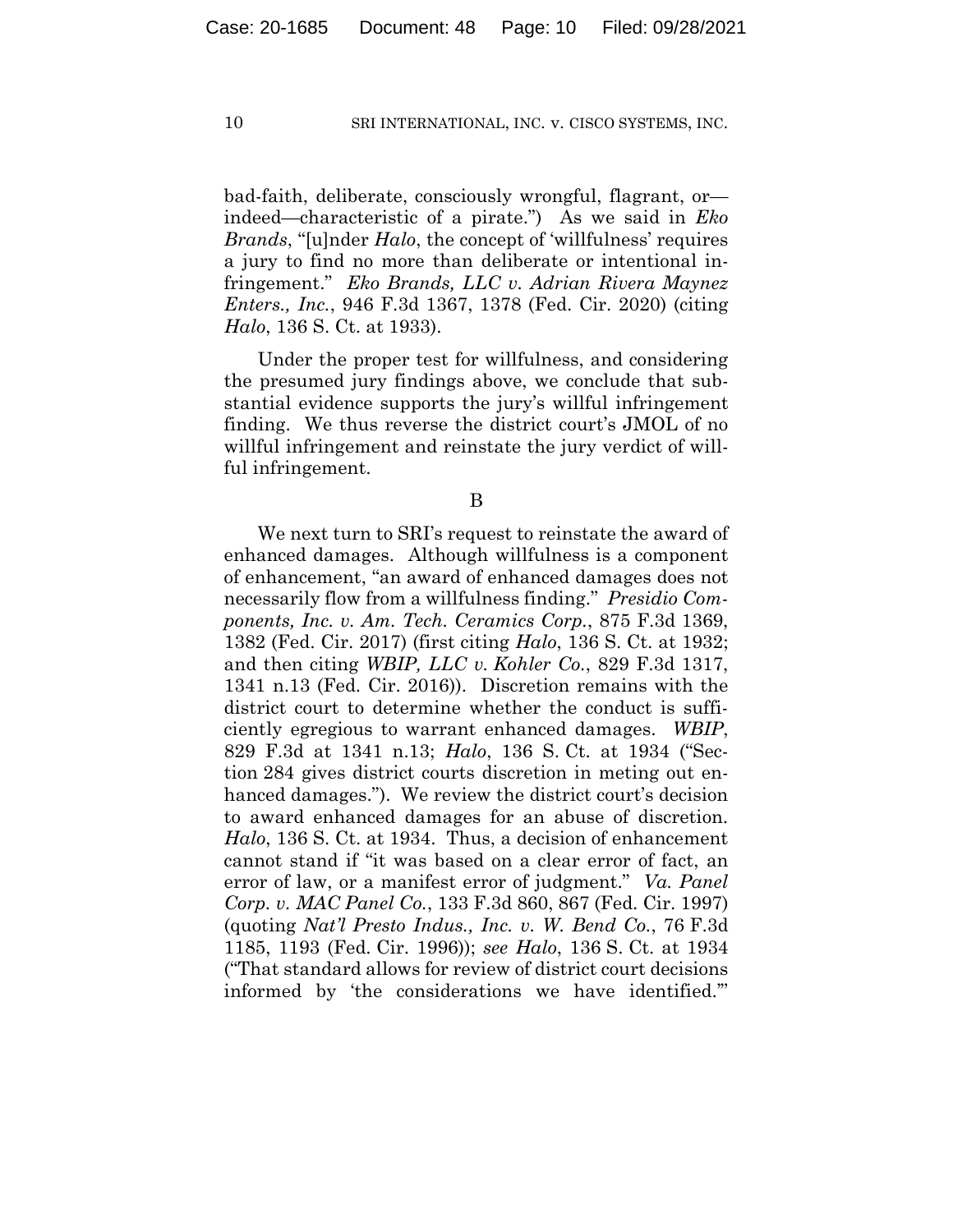bad-faith, deliberate, consciously wrongful, flagrant, or—indeed—characteristic of a pirate.") As we said in *Eko Brands*, "[u]nder *Halo*, the concept of 'willfulness' requires a jury to find no more than deliberate or intentional infringement." *Eko Brands, LLC v. Adrian Rivera Maynez Enters., Inc.*, 946 F.3d 1367, 1378 (Fed. Cir. 2020) (citing *Halo*, 136 S. Ct. at 1933).

Under the proper test for willfulness, and considering the presumed jury findings above, we conclude that substantial evidence supports the jury's willful infringement finding. We thus reverse the district court's JMOL of no willful infringement and reinstate the jury verdict of willful infringement.

B

We next turn to SRI's request to reinstate the award of enhanced damages. Although willfulness is a component of enhancement, "an award of enhanced damages does not necessarily flow from a willfulness finding." *Presidio Components, Inc. v. Am. Tech. Ceramics Corp.*, 875 F.3d 1369, 1382 (Fed. Cir. 2017) (first citing *Halo*, 136 S. Ct. at 1932; and then citing *WBIP, LLC v. Kohler Co.*, 829 F.3d 1317, 1341 n.13 (Fed. Cir. 2016)). Discretion remains with the district court to determine whether the conduct is sufficiently egregious to warrant enhanced damages. *WBIP*, 829 F.3d at 1341 n.13; *Halo*, 136 S. Ct. at 1934 ("Section 284 gives district courts discretion in meting out enhanced damages."). We review the district court's decision to award enhanced damages for an abuse of discretion. *Halo*, 136 S. Ct. at 1934. Thus, a decision of enhancement cannot stand if "it was based on a clear error of fact, an error of law, or a manifest error of judgment." *Va. Panel Corp. v. MAC Panel Co.*, 133 F.3d 860, 867 (Fed. Cir. 1997) (quoting *Nat'l Presto Indus., Inc. v. W. Bend Co.*, 76 F.3d 1185, 1193 (Fed. Cir. 1996)); *see Halo*, 136 S. Ct. at 1934 ("That standard allows for review of district court decisions informed by 'the considerations we have identified.'"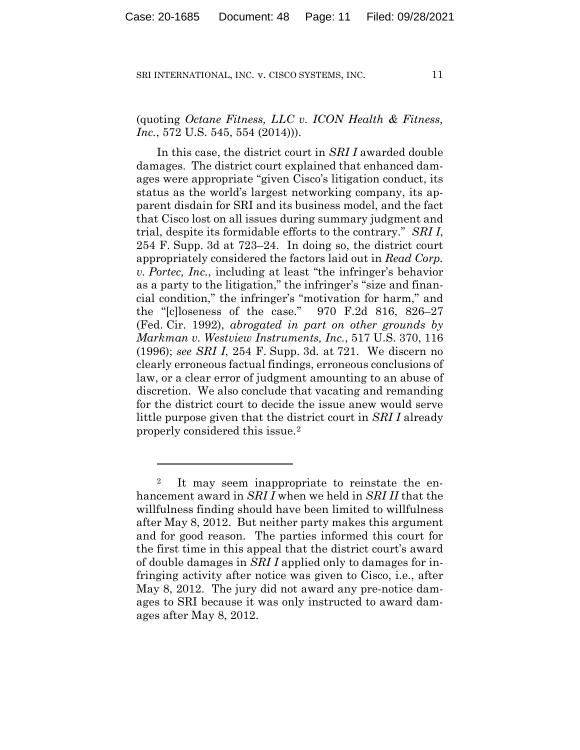(quoting *Octane Fitness, LLC v. ICON Health & Fitness, Inc.*, 572 U.S. 545, 554 (2014))).

In this case, the district court in *SRI I* awarded double damages. The district court explained that enhanced damages were appropriate "given Cisco's litigation conduct, its status as the world's largest networking company, its apparent disdain for SRI and its business model, and the fact that Cisco lost on all issues during summary judgment and trial, despite its formidable efforts to the contrary." *SRI I*, 254 F. Supp. 3d at 723–24. In doing so, the district court appropriately considered the factors laid out in *Read Corp. v. Portec, Inc.*, including at least "the infringer's behavior as a party to the litigation," the infringer's "size and financial condition," the infringer's "motivation for harm," and the "[c]loseness of the case." 970 F.2d 816, 826–27 (Fed. Cir. 1992), *abrogated in part on other grounds by Markman v. Westview Instruments, Inc.*, 517 U.S. 370, 116 (1996); *see SRI I*, 254 F. Supp. 3d. at 721. We discern no clearly erroneous factual findings, erroneous conclusions of law, or a clear error of judgment amounting to an abuse of discretion. We also conclude that vacating and remanding for the district court to decide the issue anew would serve little purpose given that the district court in *SRI I* already properly considered this issue.[2]

---

[2] It may seem inappropriate to reinstate the enhancement award in *SRI I* when we held in *SRI II* that the willfulness finding should have been limited to willfulness after May 8, 2012. But neither party makes this argument and for good reason. The parties informed this court for the first time in this appeal that the district court's award of double damages in *SRI I* applied only to damages for infringing activity after notice was given to Cisco, i.e., after May 8, 2012. The jury did not award any pre-notice damages to SRI because it was only instructed to award damages after May 8, 2012.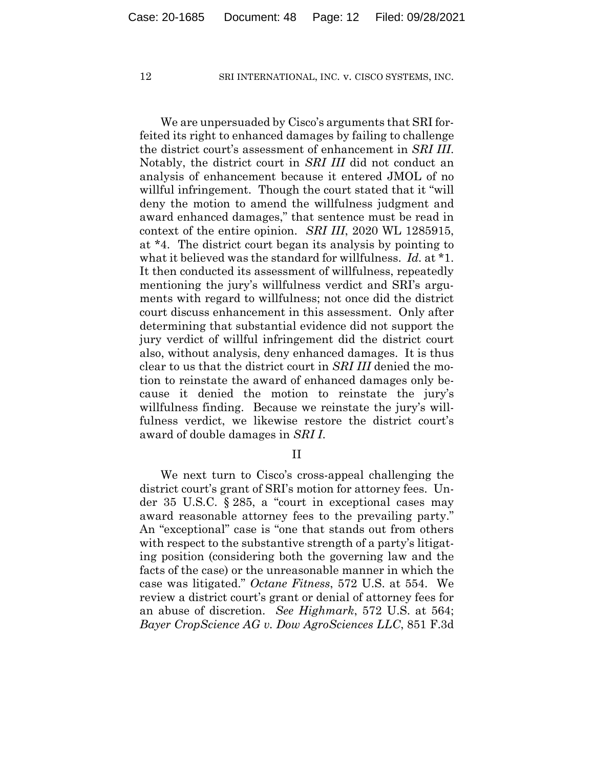We are unpersuaded by Cisco's arguments that SRI forfeited its right to enhanced damages by failing to challenge the district court's assessment of enhancement in *SRI III*. Notably, the district court in *SRI III* did not conduct an analysis of enhancement because it entered JMOL of no willful infringement. Though the court stated that it "will deny the motion to amend the willfulness judgment and award enhanced damages," that sentence must be read in context of the entire opinion. *SRI III*, 2020 WL 1285915, at *4. The district court began its analysis by pointing to what it believed was the standard for willfulness. *Id.* at *1. It then conducted its assessment of willfulness, repeatedly mentioning the jury's willfulness verdict and SRI's arguments with regard to willfulness; not once did the district court discuss enhancement in this assessment. Only after determining that substantial evidence did not support the jury verdict of willful infringement did the district court also, without analysis, deny enhanced damages. It is thus clear to us that the district court in *SRI III* denied the motion to reinstate the award of enhanced damages only because it denied the motion to reinstate the jury's willfulness finding. Because we reinstate the jury's willfulness verdict, we likewise restore the district court's award of double damages in *SRI I*.

## II

We next turn to Cisco's cross-appeal challenging the district court's grant of SRI's motion for attorney fees. Under 35 U.S.C. § 285, a "court in exceptional cases may award reasonable attorney fees to the prevailing party." An "exceptional" case is "one that stands out from others with respect to the substantive strength of a party's litigating position (considering both the governing law and the facts of the case) or the unreasonable manner in which the case was litigated." *Octane Fitness*, 572 U.S. at 554. We review a district court's grant or denial of attorney fees for an abuse of discretion. *See Highmark*, 572 U.S. at 564; *Bayer CropScience AG v. Dow AgroSciences LLC*, 851 F.3d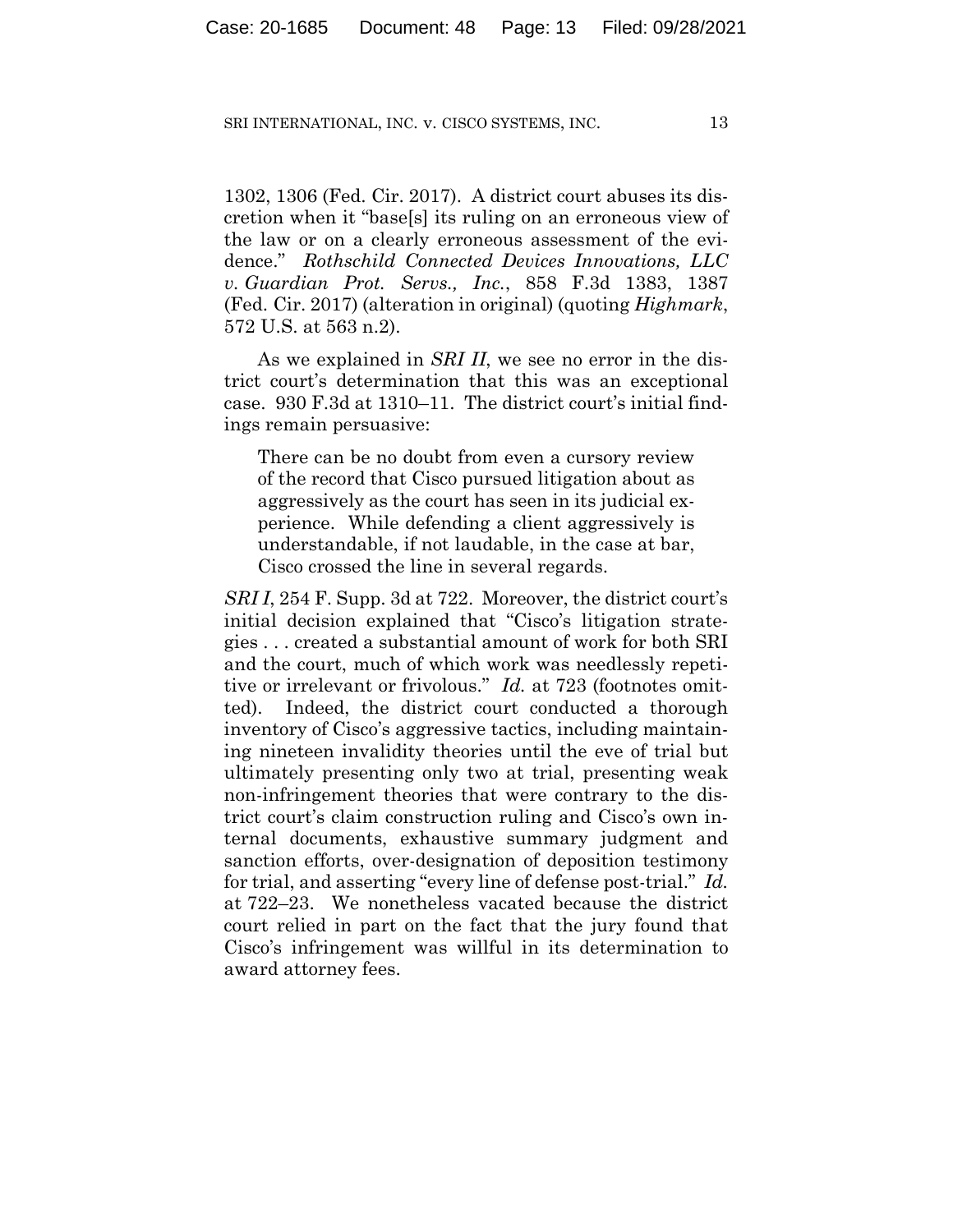1302, 1306 (Fed. Cir. 2017). A district court abuses its discretion when it "base[s] its ruling on an erroneous view of the law or on a clearly erroneous assessment of the evidence." *Rothschild Connected Devices Innovations, LLC v. Guardian Prot. Servs., Inc.*, 858 F.3d 1383, 1387 (Fed. Cir. 2017) (alteration in original) (quoting *Highmark*, 572 U.S. at 563 n.2).

As we explained in *SRI II*, we see no error in the district court's determination that this was an exceptional case. 930 F.3d at 1310–11. The district court's initial findings remain persuasive:

> There can be no doubt from even a cursory review of the record that Cisco pursued litigation about as aggressively as the court has seen in its judicial experience. While defending a client aggressively is understandable, if not laudable, in the case at bar, Cisco crossed the line in several regards.

*SRI I*, 254 F. Supp. 3d at 722. Moreover, the district court's initial decision explained that "Cisco's litigation strategies . . . created a substantial amount of work for both SRI and the court, much of which work was needlessly repetitive or irrelevant or frivolous." *Id.* at 723 (footnotes omitted). Indeed, the district court conducted a thorough inventory of Cisco's aggressive tactics, including maintaining nineteen invalidity theories until the eve of trial but ultimately presenting only two at trial, presenting weak non-infringement theories that were contrary to the district court's claim construction ruling and Cisco's own internal documents, exhaustive summary judgment and sanction efforts, over-designation of deposition testimony for trial, and asserting "every line of defense post-trial." *Id.* at 722–23. We nonetheless vacated because the district court relied in part on the fact that the jury found that Cisco's infringement was willful in its determination to award attorney fees.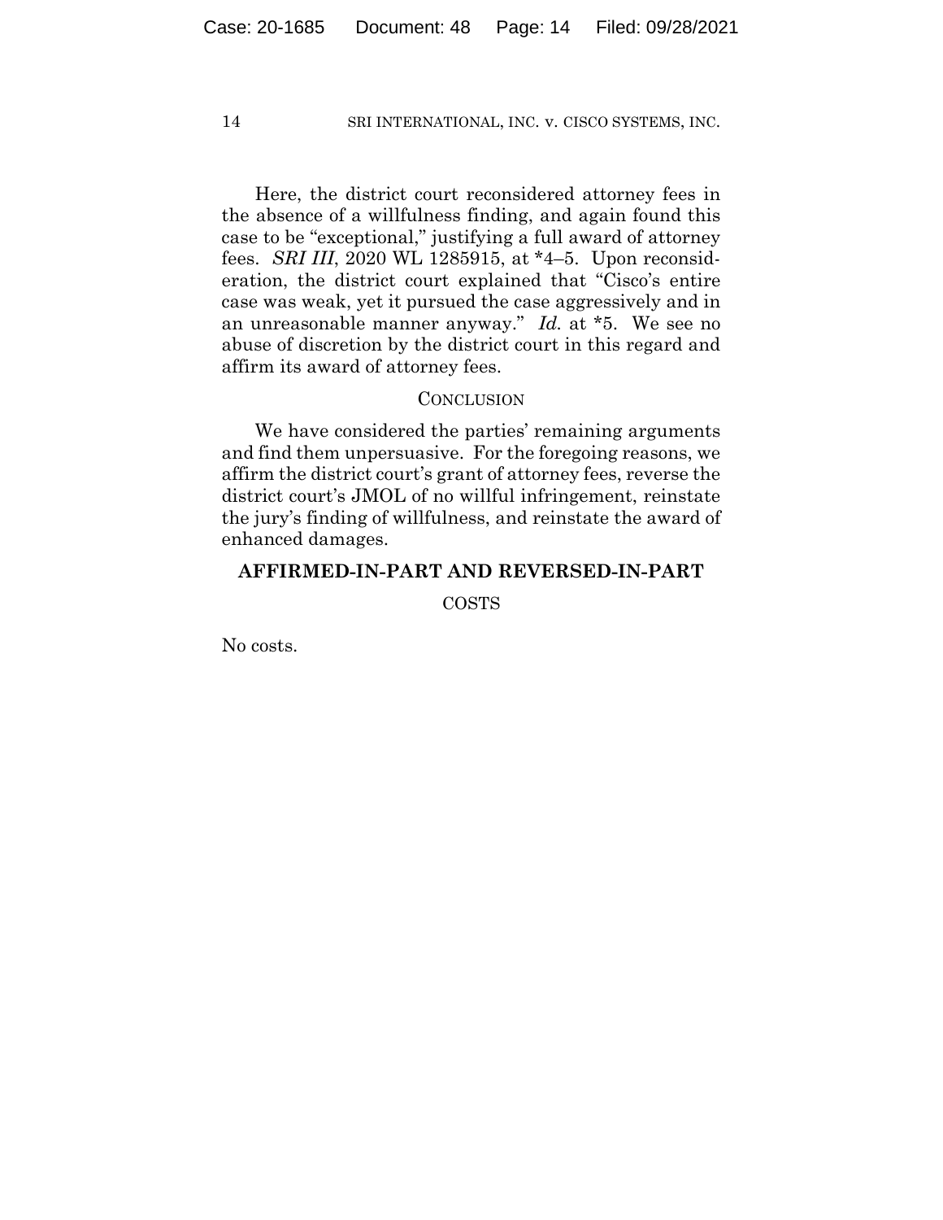Here, the district court reconsidered attorney fees in the absence of a willfulness finding, and again found this case to be "exceptional," justifying a full award of attorney fees. *SRI III*, 2020 WL 1285915, at *4–5. Upon reconsideration, the district court explained that "Cisco's entire case was weak, yet it pursued the case aggressively and in an unreasonable manner anyway." *Id.* at *5. We see no abuse of discretion by the district court in this regard and affirm its award of attorney fees.

## CONCLUSION

We have considered the parties' remaining arguments and find them unpersuasive. For the foregoing reasons, we affirm the district court's grant of attorney fees, reverse the district court's JMOL of no willful infringement, reinstate the jury's finding of willfulness, and reinstate the award of enhanced damages.

**AFFIRMED-IN-PART AND REVERSED-IN-PART**

COSTS

No costs.